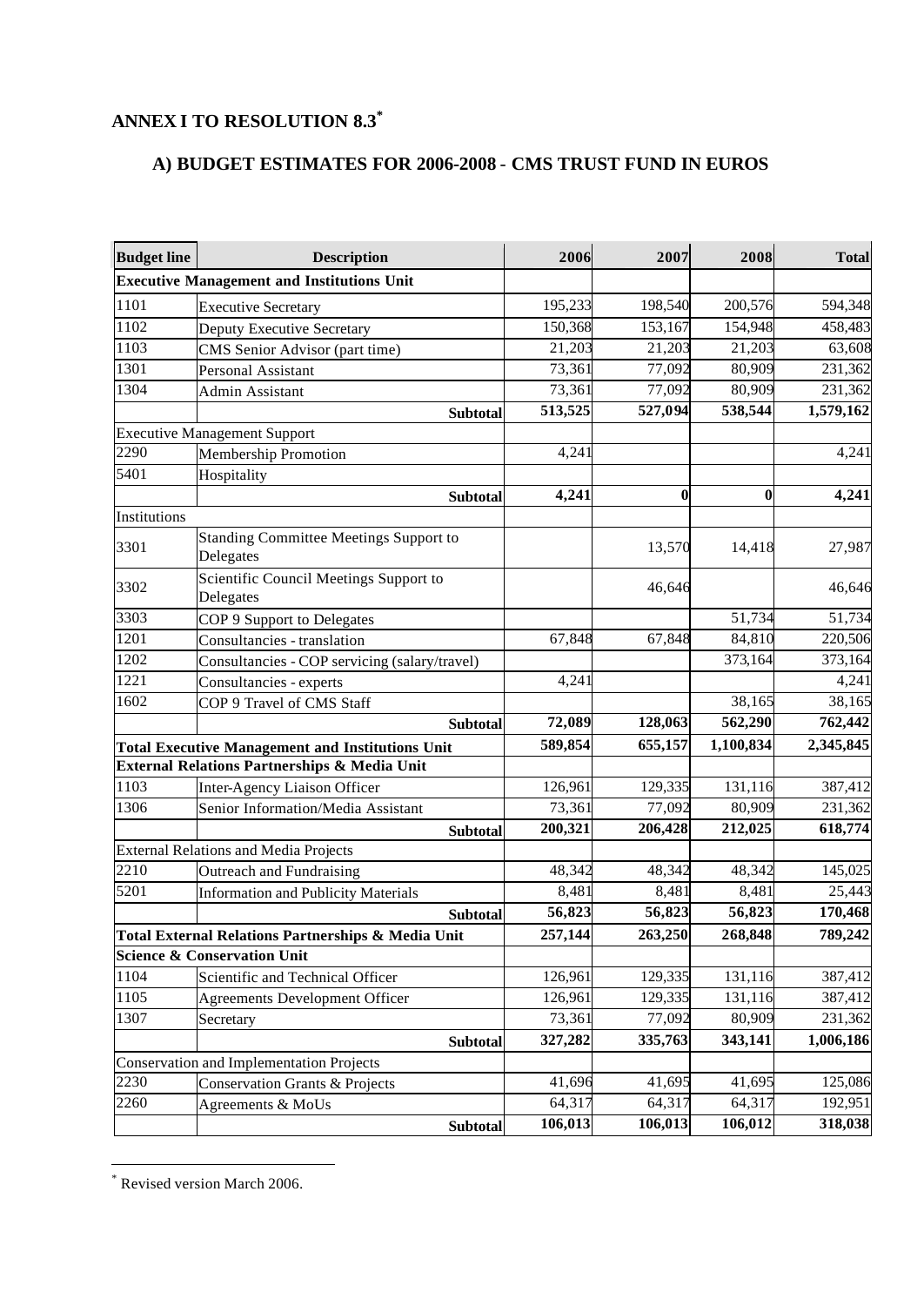# ANNEX I TO RESOLUTION 8.3*

## A) BUDGET ESTIMATES FOR 2006-2008 - CMS TRUST FUND IN EUROS

| Budget line | Description | 2006 | 2007 | 2008 | Total |
|---|---|---|---|---|---|
| **Executive Management and Institutions Unit** | | | | | |
| 1101 | Executive Secretary | 195,233 | 198,540 | 200,576 | 594,348 |
| 1102 | Deputy Executive Secretary | 150,368 | 153,167 | 154,948 | 458,483 |
| 1103 | CMS Senior Advisor (part time) | 21,203 | 21,203 | 21,203 | 63,608 |
| 1301 | Personal Assistant | 73,361 | 77,092 | 80,909 | 231,362 |
| 1304 | Admin Assistant | 73,361 | 77,092 | 80,909 | 231,362 |
| | **Subtotal** | **513,525** | **527,094** | **538,544** | **1,579,162** |
| Executive Management Support | | | | | |
| 2290 | Membership Promotion | 4,241 | | | 4,241 |
| 5401 | Hospitality | | | | |
| | **Subtotal** | **4,241** | **0** | **0** | **4,241** |
| Institutions | | | | | |
| 3301 | Standing Committee Meetings Support to Delegates | | 13,570 | 14,418 | 27,987 |
| 3302 | Scientific Council Meetings Support to Delegates | | 46,646 | | 46,646 |
| 3303 | COP 9 Support to Delegates | | | 51,734 | 51,734 |
| 1201 | Consultancies - translation | 67,848 | 67,848 | 84,810 | 220,506 |
| 1202 | Consultancies - COP servicing (salary/travel) | | | 373,164 | 373,164 |
| 1221 | Consultancies - experts | 4,241 | | | 4,241 |
| 1602 | COP 9 Travel of CMS Staff | | | 38,165 | 38,165 |
| | **Subtotal** | **72,089** | **128,063** | **562,290** | **762,442** |
| **Total Executive Management and Institutions Unit** | | **589,854** | **655,157** | **1,100,834** | **2,345,845** |
| **External Relations Partnerships & Media Unit** | | | | | |
| 1103 | Inter-Agency Liaison Officer | 126,961 | 129,335 | 131,116 | 387,412 |
| 1306 | Senior Information/Media Assistant | 73,361 | 77,092 | 80,909 | 231,362 |
| | **Subtotal** | **200,321** | **206,428** | **212,025** | **618,774** |
| External Relations and Media Projects | | | | | |
| 2210 | Outreach and Fundraising | 48,342 | 48,342 | 48,342 | 145,025 |
| 5201 | Information and Publicity Materials | 8,481 | 8,481 | 8,481 | 25,443 |
| | **Subtotal** | **56,823** | **56,823** | **56,823** | **170,468** |
| **Total External Relations Partnerships & Media Unit** | | **257,144** | **263,250** | **268,848** | **789,242** |
| **Science & Conservation Unit** | | | | | |
| 1104 | Scientific and Technical Officer | 126,961 | 129,335 | 131,116 | 387,412 |
| 1105 | Agreements Development Officer | 126,961 | 129,335 | 131,116 | 387,412 |
| 1307 | Secretary | 73,361 | 77,092 | 80,909 | 231,362 |
| | **Subtotal** | **327,282** | **335,763** | **343,141** | **1,006,186** |
| Conservation and Implementation Projects | | | | | |
| 2230 | Conservation Grants & Projects | 41,696 | 41,695 | 41,695 | 125,086 |
| 2260 | Agreements & MoUs | 64,317 | 64,317 | 64,317 | 192,951 |
| | **Subtotal** | **106,013** | **106,013** | **106,012** | **318,038** |

* Revised version March 2006.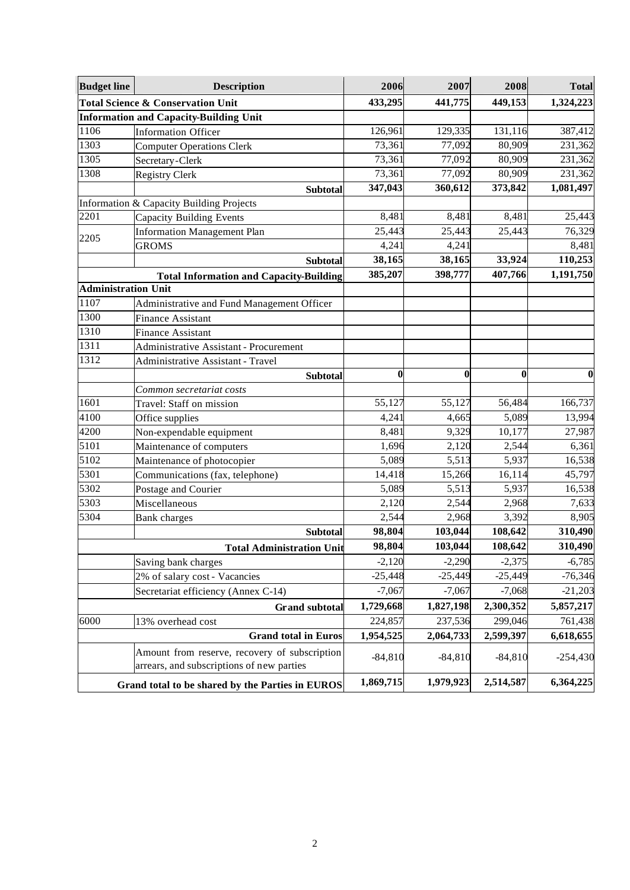| Budget line | Description | 2006 | 2007 | 2008 | Total |
|---|---|---|---|---|---|
| **Total Science & Conservation Unit** | | **433,295** | **441,775** | **449,153** | **1,324,223** |
| **Information and Capacity-Building Unit** | | | | | |
| 1106 | Information Officer | 126,961 | 129,335 | 131,116 | 387,412 |
| 1303 | Computer Operations Clerk | 73,361 | 77,092 | 80,909 | 231,362 |
| 1305 | Secretary-Clerk | 73,361 | 77,092 | 80,909 | 231,362 |
| 1308 | Registry Clerk | 73,361 | 77,092 | 80,909 | 231,362 |
| | **Subtotal** | **347,043** | **360,612** | **373,842** | **1,081,497** |
| Information & Capacity Building Projects | | | | | |
| 2201 | Capacity Building Events | 8,481 | 8,481 | 8,481 | 25,443 |
| 2205 | Information Management Plan | 25,443 | 25,443 | 25,443 | 76,329 |
| | GROMS | 4,241 | 4,241 | | 8,481 |
| | **Subtotal** | **38,165** | **38,165** | **33,924** | **110,253** |
| | **Total Information and Capacity-Building** | **385,207** | **398,777** | **407,766** | **1,191,750** |
| **Administration Unit** | | | | | |
| 1107 | Administrative and Fund Management Officer | | | | |
| 1300 | Finance Assistant | | | | |
| 1310 | Finance Assistant | | | | |
| 1311 | Administrative Assistant - Procurement | | | | |
| 1312 | Administrative Assistant - Travel | | | | |
| | **Subtotal** | **0** | **0** | **0** | **0** |
| | *Common secretariat costs* | | | | |
| 1601 | Travel: Staff on mission | 55,127 | 55,127 | 56,484 | 166,737 |
| 4100 | Office supplies | 4,241 | 4,665 | 5,089 | 13,994 |
| 4200 | Non-expendable equipment | 8,481 | 9,329 | 10,177 | 27,987 |
| 5101 | Maintenance of computers | 1,696 | 2,120 | 2,544 | 6,361 |
| 5102 | Maintenance of photocopier | 5,089 | 5,513 | 5,937 | 16,538 |
| 5301 | Communications (fax, telephone) | 14,418 | 15,266 | 16,114 | 45,797 |
| 5302 | Postage and Courier | 5,089 | 5,513 | 5,937 | 16,538 |
| 5303 | Miscellaneous | 2,120 | 2,544 | 2,968 | 7,633 |
| 5304 | Bank charges | 2,544 | 2,968 | 3,392 | 8,905 |
| | **Subtotal** | **98,804** | **103,044** | **108,642** | **310,490** |
| | **Total Administration Unit** | **98,804** | **103,044** | **108,642** | **310,490** |
| | Saving bank charges | -2,120 | -2,290 | -2,375 | -6,785 |
| | 2% of salary cost - Vacancies | -25,448 | -25,449 | -25,449 | -76,346 |
| | Secretariat efficiency (Annex C-14) | -7,067 | -7,067 | -7,068 | -21,203 |
| | **Grand subtotal** | **1,729,668** | **1,827,198** | **2,300,352** | **5,857,217** |
| 6000 | 13% overhead cost | 224,857 | 237,536 | 299,046 | 761,438 |
| | **Grand total in Euros** | **1,954,525** | **2,064,733** | **2,599,397** | **6,618,655** |
| | Amount from reserve, recovery of subscription arrears, and subscriptions of new parties | -84,810 | -84,810 | -84,810 | -254,430 |
| **Grand total to be shared by the Parties in EUROS** | | **1,869,715** | **1,979,923** | **2,514,587** | **6,364,225** |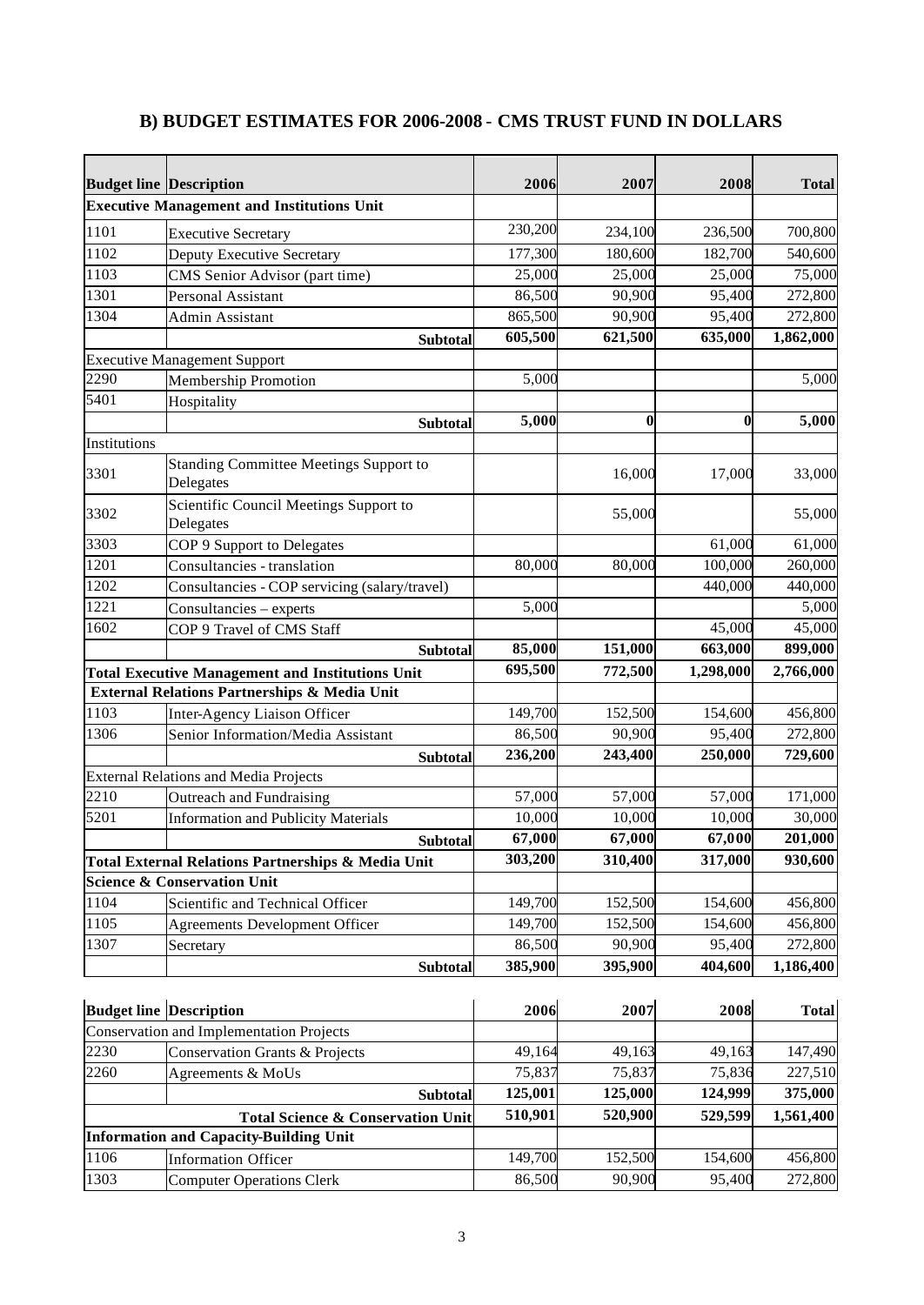## B) BUDGET ESTIMATES FOR 2006-2008 - CMS TRUST FUND IN DOLLARS

| Budget line | Description | 2006 | 2007 | 2008 | Total |
|---|---|---|---|---|---|
| **Executive Management and Institutions Unit** | | | | | |
| 1101 | Executive Secretary | 230,200 | 234,100 | 236,500 | 700,800 |
| 1102 | Deputy Executive Secretary | 177,300 | 180,600 | 182,700 | 540,600 |
| 1103 | CMS Senior Advisor (part time) | 25,000 | 25,000 | 25,000 | 75,000 |
| 1301 | Personal Assistant | 86,500 | 90,900 | 95,400 | 272,800 |
| 1304 | Admin Assistant | 865,500 | 90,900 | 95,400 | 272,800 |
| | **Subtotal** | **605,500** | **621,500** | **635,000** | **1,862,000** |
| Executive Management Support | | | | | |
| 2290 | Membership Promotion | 5,000 | | | 5,000 |
| 5401 | Hospitality | | | | |
| | **Subtotal** | **5,000** | **0** | **0** | **5,000** |
| Institutions | | | | | |
| 3301 | Standing Committee Meetings Support to Delegates | | 16,000 | 17,000 | 33,000 |
| 3302 | Scientific Council Meetings Support to Delegates | | 55,000 | | 55,000 |
| 3303 | COP 9 Support to Delegates | | | 61,000 | 61,000 |
| 1201 | Consultancies - translation | 80,000 | 80,000 | 100,000 | 260,000 |
| 1202 | Consultancies - COP servicing (salary/travel) | | | 440,000 | 440,000 |
| 1221 | Consultancies – experts | 5,000 | | | 5,000 |
| 1602 | COP 9 Travel of CMS Staff | | | 45,000 | 45,000 |
| | **Subtotal** | **85,000** | **151,000** | **663,000** | **899,000** |
| **Total Executive Management and Institutions Unit** | | **695,500** | **772,500** | **1,298,000** | **2,766,000** |
| **External Relations Partnerships & Media Unit** | | | | | |
| 1103 | Inter-Agency Liaison Officer | 149,700 | 152,500 | 154,600 | 456,800 |
| 1306 | Senior Information/Media Assistant | 86,500 | 90,900 | 95,400 | 272,800 |
| | **Subtotal** | **236,200** | **243,400** | **250,000** | **729,600** |
| External Relations and Media Projects | | | | | |
| 2210 | Outreach and Fundraising | 57,000 | 57,000 | 57,000 | 171,000 |
| 5201 | Information and Publicity Materials | 10,000 | 10,000 | 10,000 | 30,000 |
| | **Subtotal** | **67,000** | **67,000** | **67,000** | **201,000** |
| **Total External Relations Partnerships & Media Unit** | | **303,200** | **310,400** | **317,000** | **930,600** |
| **Science & Conservation Unit** | | | | | |
| 1104 | Scientific and Technical Officer | 149,700 | 152,500 | 154,600 | 456,800 |
| 1105 | Agreements Development Officer | 149,700 | 152,500 | 154,600 | 456,800 |
| 1307 | Secretary | 86,500 | 90,900 | 95,400 | 272,800 |
| | **Subtotal** | **385,900** | **395,900** | **404,600** | **1,186,400** |

| Budget line | Description | 2006 | 2007 | 2008 | Total |
|---|---|---|---|---|---|
| Conservation and Implementation Projects | | | | | |
| 2230 | Conservation Grants & Projects | 49,164 | 49,163 | 49,163 | 147,490 |
| 2260 | Agreements & MoUs | 75,837 | 75,837 | 75,836 | 227,510 |
| | **Subtotal** | **125,001** | **125,000** | **124,999** | **375,000** |
| | **Total Science & Conservation Unit** | **510,901** | **520,900** | **529,599** | **1,561,400** |
| **Information and Capacity-Building Unit** | | | | | |
| 1106 | Information Officer | 149,700 | 152,500 | 154,600 | 456,800 |
| 1303 | Computer Operations Clerk | 86,500 | 90,900 | 95,400 | 272,800 |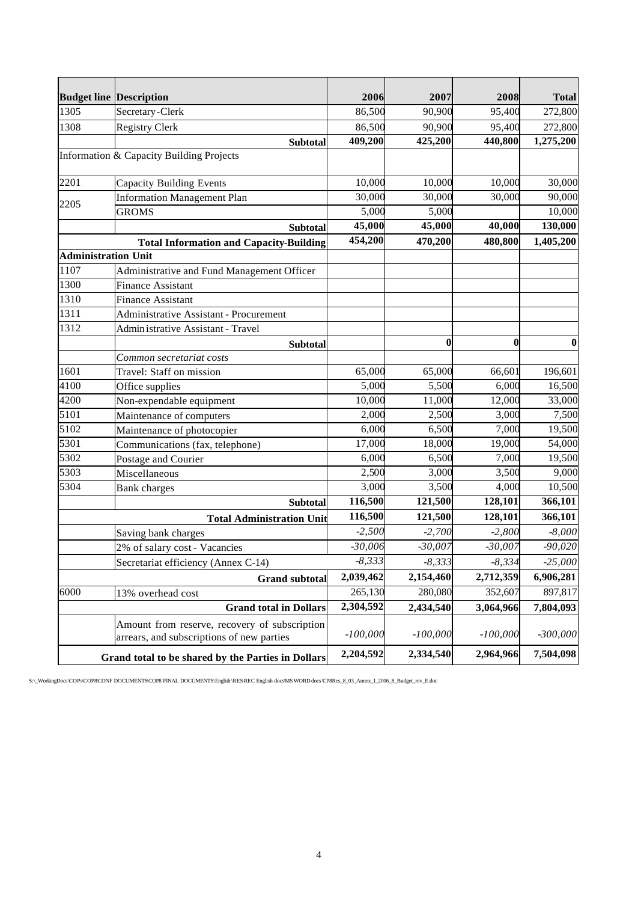| Budget line | Description | 2006 | 2007 | 2008 | Total |
|---|---|---|---|---|---|
| 1305 | Secretary-Clerk | 86,500 | 90,900 | 95,400 | 272,800 |
| 1308 | Registry Clerk | 86,500 | 90,900 | 95,400 | 272,800 |
| | **Subtotal** | **409,200** | **425,200** | **440,800** | **1,275,200** |
| Information & Capacity Building Projects | | | | | |
| 2201 | Capacity Building Events | 10,000 | 10,000 | 10,000 | 30,000 |
| 2205 | Information Management Plan | 30,000 | 30,000 | 30,000 | 90,000 |
| | GROMS | 5,000 | 5,000 | | 10,000 |
| | **Subtotal** | **45,000** | **45,000** | **40,000** | **130,000** |
| | **Total Information and Capacity-Building** | **454,200** | **470,200** | **480,800** | **1,405,200** |
| **Administration Unit** | | | | | |
| 1107 | Administrative and Fund Management Officer | | | | |
| 1300 | Finance Assistant | | | | |
| 1310 | Finance Assistant | | | | |
| 1311 | Administrative Assistant - Procurement | | | | |
| 1312 | Administrative Assistant - Travel | | | | |
| | **Subtotal** | | **0** | **0** | **0** |
| | *Common secretariat costs* | | | | |
| 1601 | Travel: Staff on mission | 65,000 | 65,000 | 66,601 | 196,601 |
| 4100 | Office supplies | 5,000 | 5,500 | 6,000 | 16,500 |
| 4200 | Non-expendable equipment | 10,000 | 11,000 | 12,000 | 33,000 |
| 5101 | Maintenance of computers | 2,000 | 2,500 | 3,000 | 7,500 |
| 5102 | Maintenance of photocopier | 6,000 | 6,500 | 7,000 | 19,500 |
| 5301 | Communications (fax, telephone) | 17,000 | 18,000 | 19,000 | 54,000 |
| 5302 | Postage and Courier | 6,000 | 6,500 | 7,000 | 19,500 |
| 5303 | Miscellaneous | 2,500 | 3,000 | 3,500 | 9,000 |
| 5304 | Bank charges | 3,000 | 3,500 | 4,000 | 10,500 |
| | **Subtotal** | **116,500** | **121,500** | **128,101** | **366,101** |
| | **Total Administration Unit** | **116,500** | **121,500** | **128,101** | **366,101** |
| | Saving bank charges | *-2,500* | *-2,700* | *-2,800* | *-8,000* |
| | 2% of salary cost - Vacancies | *-30,006* | *-30,007* | *-30,007* | *-90,020* |
| | Secretariat efficiency (Annex C-14) | *-8,333* | *-8,333* | *-8,334* | *-25,000* |
| | **Grand subtotal** | **2,039,462** | **2,154,460** | **2,712,359** | **6,906,281** |
| 6000 | 13% overhead cost | 265,130 | 280,080 | 352,607 | 897,817 |
| | **Grand total in Dollars** | **2,304,592** | **2,434,540** | **3,064,966** | **7,804,093** |
| | Amount from reserve, recovery of subscription arrears, and subscriptions of new parties | *-100,000* | *-100,000* | *-100,000* | *-300,000* |
| | **Grand total to be shared by the Parties in Dollars** | **2,204,592** | **2,334,540** | **2,964,966** | **7,504,098** |

S:\_WorkingDocs\COPs\COP8\CONF DOCUMENTS\COP8 FINAL DOCUMENTS\English\RES-REC English docs\MS WORD docs\CP8Res_8_03_Annex_I_2006_8_Budget_rev_E.doc